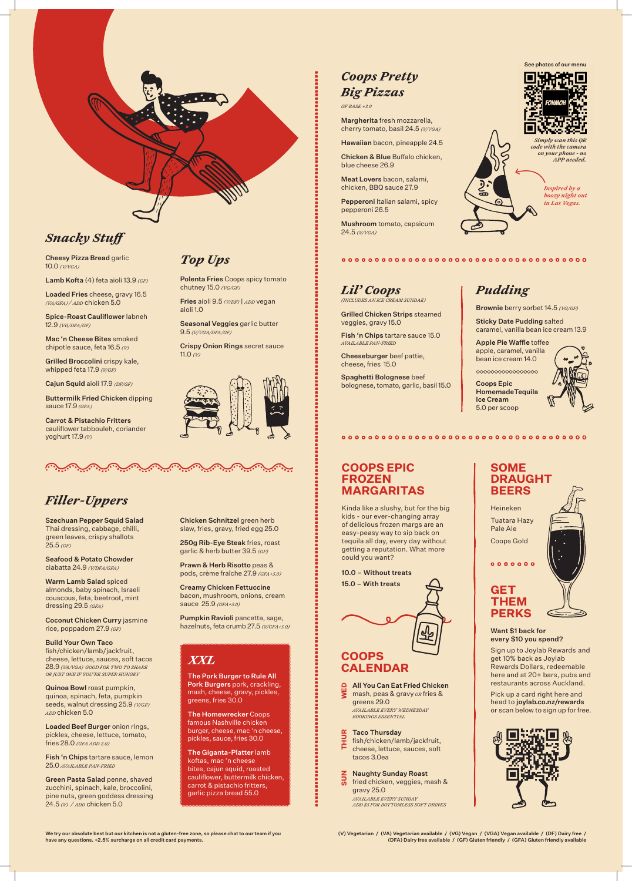## Snacky Stuff

**Cheesy Pizza Bread** garlic 10.0 *(V/VGA)*

**Lamb Kofta** (4) feta aioli 13.9 *(GF)*

**Loaded Fries** cheese, gravy 16.5 *(VA/GFA) / ADD* chicken 5.0

**Spice-Roast Cauliflower** labneh 12.9 *(VG/DFA/GF)*

**Mac 'n Cheese Bites** smoked chipotle sauce, feta 16.5 *(V)*

**Grilled Broccolini** crispy kale, whipped feta 17.9 *(V/GF)*

**Cajun Squid** aioli 17.9 *(DF/GF)*

**Buttermilk Fried Chicken** dipping sauce 17.9 *(GFA)*

**Carrot & Pistachio Fritters** cauliflower tabbouleh, coriander yoghurt 17.9 *(V)*

## Top Ups

**Polenta Fries** Coops spicy tomato chutney 15.0 *(VG/GF)*

**Fries** aioli 9.5 *(V/DF)* | *ADD* vegan aioli 1.0

**Seasonal Veggies** garlic butter 9.5 *(V/VGA/DFA/GF)*

**Crispy Onion Rings** secret sauce 11.0 *(V)*

## Filler-Uppers

**Szechuan Pepper Squid Salad** Thai dressing, cabbage, chilli, green leaves, crispy shallots 25.5 *(GF)*

**Seafood & Potato Chowder** ciabatta 24.9 *(V/DFA/GFA)*

**Warm Lamb Salad** spiced almonds, baby spinach, Israeli couscous, feta, beetroot, mint dressing 29.5 *(GFA)*

**Coconut Chicken Curry** jasmine rice, poppadom 27.9 *(GF)*

**Build Your Own Taco** fish/chicken/lamb/jackfruit, cheese, lettuce, sauces, soft tacos 28.9 *(VA/VGA) GOOD FOR TWO TO SHARE OR JUST ONE IF YOU'RE SUPER HUNGRY*

**Quinoa Bowl** roast pumpkin, quinoa, spinach, feta, pumpkin seeds, walnut dressing 25.9 *(V/GF) ADD* chicken 5.0

**Loaded Beef Burger** onion rings, pickles, cheese, lettuce, tomato, fries 28.0 *(GFA ADD 2.0)*

**Fish 'n Chips** tartare sauce, lemon 25.0 *AVAILABLE PAN-FRIED*

**Green Pasta Salad** penne, shaved zucchini, spinach, kale, broccolini, pine nuts, green goddess dressing 24.5 *(V) / ADD* chicken 5.0

**Chicken Schnitzel** green herb slaw, fries, gravy, fried egg 25.0

**250g Rib-Eye Steak** fries, roast garlic & herb butter 39.5 *(GF)*

**Prawn & Herb Risotto** peas & pods, crème fraîche 27.9 *(GFA+5.0)*

**Creamy Chicken Fettuccine** bacon, mushroom, onions, cream sauce 25.9 *(GFA+5.0)*

**Pumpkin Ravioli** pancetta, sage, hazelnuts, feta crumb 27.5 *(V/GFA+5.0)*

## XXL

**The Pork Burger to Rule All Pork Burgers** pork, crackling, mash, cheese, gravy, pickles, greens, fries 30.0

**The Homewrecker** Coops famous Nashville chicken burger, cheese, mac 'n cheese, pickles, sauce, fries 30.0

**The Giganta-Platter** lamb koftas, mac 'n cheese bites, cajun squid, roasted cauliflower, buttermilk chicken, carrot & pistachio fritters, garlic pizza bread 55.0

## Coops Pretty Big Pizzas

*GF BASE +3.0*

**Margherita** fresh mozzarella, cherry tomato, basil 24.5 *(V/VGA)*

**Hawaiian** bacon, pineapple 24.5

**Chicken & Blue** Buffalo chicken, blue cheese 26.9

**Meat Lovers** bacon, salami, chicken, BBQ sauce 27.9

**Pepperoni** Italian salami, spicy pepperoni 26.5

**Mushroom** tomato, capsicum 24.5 *(V/VGA)*

See photos of our menu

*Simply scan this QR code with the camera on your phone - no APP needed.*

*Inspired by a boozy night out in Las Vegas.*

## Lil' Coops

*(INCLUDES AN ICE CREAM SUNDAE)*

**Grilled Chicken Strips** steamed veggies, gravy 15.0

**Fish 'n Chips** tartare sauce 15.0 *AVAILABLE PAN-FRIED*

**Cheeseburger** beef pattie, cheese, fries 15.0

**Spaghetti Bolognese** beef bolognese, tomato, garlic, basil 15.0

## Pudding

**Brownie** berry sorbet 14.5 *(VG/GF)*

**Sticky Date Pudding** salted caramel, vanilla bean ice cream 13.9

**Apple Pie Waffle** toffee apple, caramel, vanilla bean ice cream 14.0

**Coops Epic Homemade Tequila Ice Cream** 5.0 per scoop

## COOPS EPIC FROZEN MARGARITAS

Kinda like a slushy, but for the big kids - our ever-changing array of delicious frozen margs are an easy-peasy way to sip back on tequila all day, every day without getting a reputation. What more could you want?

**10.0 – Without treats**

**15.0 – With treats**

## COOPS CALENDAR

**WED** — **All You Can Eat Fried Chicken** mash, peas & gravy *OR* fries & greens 29.0 *AVAILABLE EVERY WEDNESDAY BOOKINGS ESSENTIAL*

**THUR** — **Taco Thursday** fish/chicken/lamb/jackfruit, cheese, lettuce, sauces, soft tacos 3.0ea

**SUN** — **Naughty Sunday Roast** fried chicken, veggies, mash & gravy 25.0 *AVAILABLE EVERY SUNDAY ADD $5 FOR BOTTOMLESS SOFT DRINKS*

## SOME DRAUGHT BEERS

Heineken

Tuatara Hazy Pale Ale

Coops Gold

## GET THEM PERKS

**Want $1 back for every $10 you spend?**

Sign up to Joylab Rewards and get 10% back as Joylab Rewards Dollars, redeemable here and at 20+ bars, pubs and restaurants across Auckland.

Pick up a card right here and head to **joylab.co.nz/rewards** or scan below to sign up for free.

**We try our absolute best but our kitchen is not a gluten-free zone, so please chat to our team if you have any questions. +2.5% surcharge on all credit card payments.**

**(V) Vegetarian / (VA) Vegetarian available / (VG) Vegan / (VGA) Vegan available / (DF) Dairy free / (DFA) Dairy free available / (GF) Gluten friendly / (GFA) Gluten friendly available**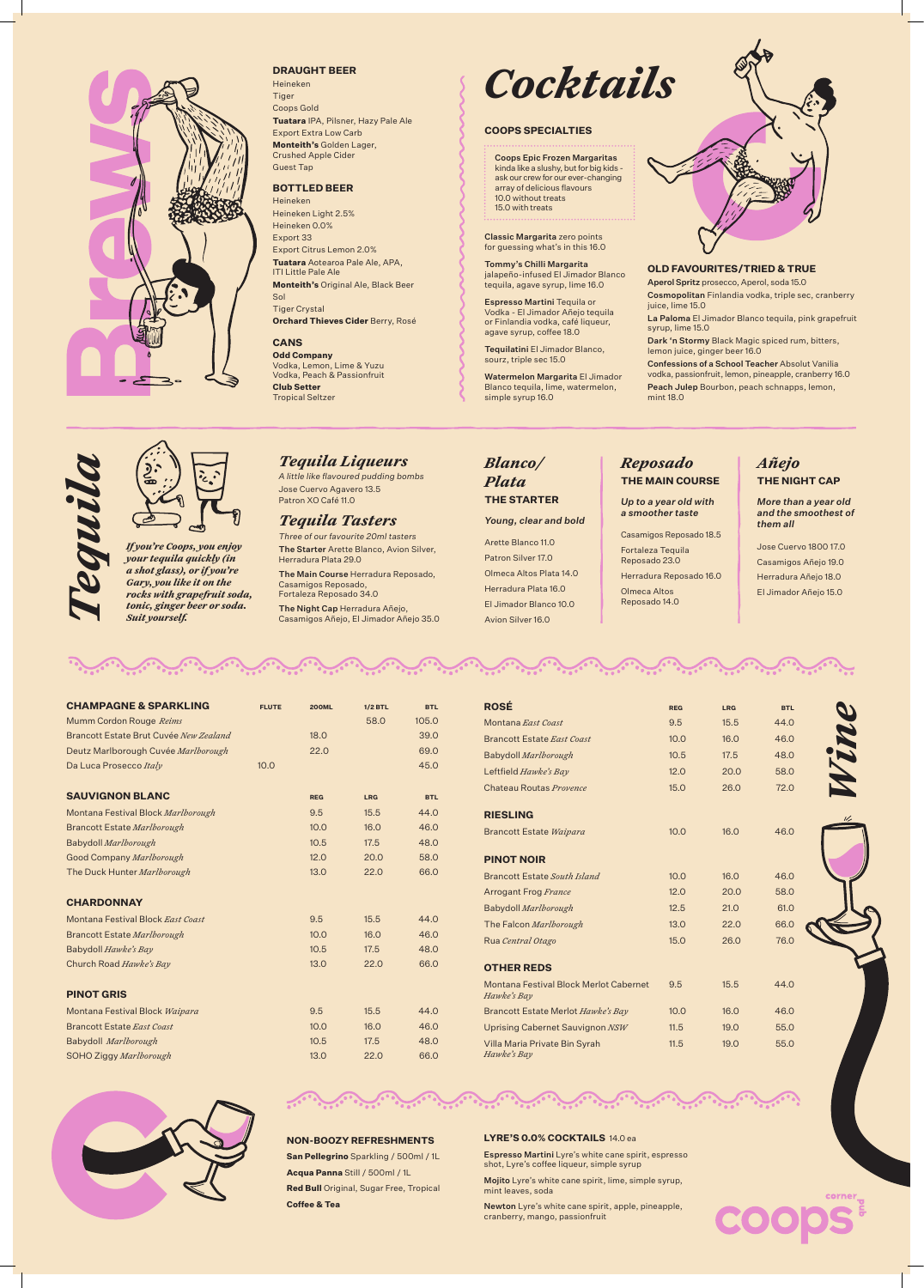# Brews

## DRAUGHT BEER

Heineken
Tiger
Coops Gold
**Tuatara** IPA, Pilsner, Hazy Pale Ale
Export Extra Low Carb
**Monteith's** Golden Lager, Crushed Apple Cider
Guest Tap

## BOTTLED BEER

Heineken
Heineken Light 2.5%
Heineken 0.0%
Export 33
Export Citrus Lemon 2.0%
**Tuatara** Aotearoa Pale Ale, APA, ITI Little Pale Ale
**Monteith's** Original Ale, Black Beer
Sol
Tiger Crystal
**Orchard Thieves Cider** Berry, Rosé

## CANS

**Odd Company**
Vodka, Lemon, Lime & Yuzu
Vodka, Peach & Passionfruit
**Club Setter**
Tropical Seltzer

# *Cocktails*

## COOPS SPECIALTIES

**Coops Epic Frozen Margaritas**
kinda like a slushy, but for big kids - ask our crew for our ever-changing array of delicious flavours
10.0 without treats
15.0 with treats

**Classic Margarita** zero points for guessing what's in this 16.0

**Tommy's Chilli Margarita** jalapeño-infused El Jimador Blanco tequila, agave syrup, lime 16.0

**Espresso Martini** Tequila or Vodka - El Jimador Añejo tequila or Finlandia vodka, café liqueur, agave syrup, coffee 18.0

**Tequilatini** El Jimador Blanco, sourz, triple sec 15.0

**Watermelon Margarita** El Jimador Blanco tequila, lime, watermelon, simple syrup 16.0

## OLD FAVOURITES/TRIED & TRUE

**Aperol Spritz** prosecco, Aperol, soda 15.0

**Cosmopolitan** Finlandia vodka, triple sec, cranberry juice, lime 15.0

**La Paloma** El Jimador Blanco tequila, pink grapefruit syrup, lime 15.0

**Dark 'n Stormy** Black Magic spiced rum, bitters, lemon juice, ginger beer 16.0

**Confessions of a School Teacher** Absolut Vanilia vodka, passionfruit, lemon, pineapple, cranberry 16.0

**Peach Julep** Bourbon, peach schnapps, lemon, mint 18.0

# *Tequila*

*If you're Coops, you enjoy your tequila quickly (in a shot glass), or if you're Gary, you like it on the rocks with grapefruit soda, tonic, ginger beer or soda. Suit yourself.*

## *Tequila Liqueurs*

*A little like flavoured pudding bombs*

Jose Cuervo Agavero 13.5
Patron XO Café 11.0

## *Tequila Tasters*

*Three of our favourite 20ml tasters*

**The Starter** Arette Blanco, Avion Silver, Herradura Plata 29.0

**The Main Course** Herradura Reposado, Casamigos Reposado, Fortaleza Reposado 34.0

**The Night Cap** Herradura Añejo, Casamigos Añejo, El Jimador Añejo 35.0

## *Blanco/ Plata*

### THE STARTER

*Young, clear and bold*

Arette Blanco 11.0
Patron Silver 17.0
Olmeca Altos Plata 14.0
Herradura Plata 16.0
El Jimador Blanco 10.0
Avion Silver 16.0

## *Reposado*

### THE MAIN COURSE

*Up to a year old with a smoother taste*

Casamigos Reposado 18.5
Fortaleza Tequila Reposado 23.0
Herradura Reposado 16.0
Olmeca Altos Reposado 14.0

## *Añejo*

### THE NIGHT CAP

*More than a year old and the smoothest of them all*

Jose Cuervo 1800 17.0
Casamigos Añejo 19.0
Herradura Añejo 18.0
El Jimador Añejo 15.0

# *Wine*

| CHAMPAGNE & SPARKLING | FLUTE | 200ML | 1/2 BTL | BTL |
|---|---|---|---|---|
| Mumm Cordon Rouge *Reims* | | | 58.0 | 105.0 |
| Brancott Estate Brut Cuvée *New Zealand* | | 18.0 | | 39.0 |
| Deutz Marlborough Cuvée *Marlborough* | | 22.0 | | 69.0 |
| Da Luca Prosecco *Italy* | 10.0 | | | 45.0 |

| SAUVIGNON BLANC | REG | LRG | BTL |
|---|---|---|---|
| Montana Festival Block *Marlborough* | 9.5 | 15.5 | 44.0 |
| Brancott Estate *Marlborough* | 10.0 | 16.0 | 46.0 |
| Babydoll *Marlborough* | 10.5 | 17.5 | 48.0 |
| Good Company *Marlborough* | 12.0 | 20.0 | 58.0 |
| The Duck Hunter *Marlborough* | 13.0 | 22.0 | 66.0 |

| CHARDONNAY | REG | LRG | BTL |
|---|---|---|---|
| Montana Festival Block *East Coast* | 9.5 | 15.5 | 44.0 |
| Brancott Estate *Marlborough* | 10.0 | 16.0 | 46.0 |
| Babydoll *Hawke's Bay* | 10.5 | 17.5 | 48.0 |
| Church Road *Hawke's Bay* | 13.0 | 22.0 | 66.0 |

| PINOT GRIS | REG | LRG | BTL |
|---|---|---|---|
| Montana Festival Block *Waipara* | 9.5 | 15.5 | 44.0 |
| Brancott Estate *East Coast* | 10.0 | 16.0 | 46.0 |
| Babydoll *Marlborough* | 10.5 | 17.5 | 48.0 |
| SOHO Ziggy *Marlborough* | 13.0 | 22.0 | 66.0 |

| ROSÉ | REG | LRG | BTL |
|---|---|---|---|
| Montana *East Coast* | 9.5 | 15.5 | 44.0 |
| Brancott Estate *East Coast* | 10.0 | 16.0 | 46.0 |
| Babydoll *Marlborough* | 10.5 | 17.5 | 48.0 |
| Leftfield *Hawke's Bay* | 12.0 | 20.0 | 58.0 |
| Chateau Routas *Provence* | 15.0 | 26.0 | 72.0 |

| RIESLING | REG | LRG | BTL |
|---|---|---|---|
| Brancott Estate *Waipara* | 10.0 | 16.0 | 46.0 |

| PINOT NOIR | REG | LRG | BTL |
|---|---|---|---|
| Brancott Estate *South Island* | 10.0 | 16.0 | 46.0 |
| Arrogant Frog *France* | 12.0 | 20.0 | 58.0 |
| Babydoll *Marlborough* | 12.5 | 21.0 | 61.0 |
| The Falcon *Marlborough* | 13.0 | 22.0 | 66.0 |
| Rua *Central Otago* | 15.0 | 26.0 | 76.0 |

| OTHER REDS | REG | LRG | BTL |
|---|---|---|---|
| Montana Festival Block Merlot Cabernet *Hawke's Bay* | 9.5 | 15.5 | 44.0 |
| Brancott Estate Merlot *Hawke's Bay* | 10.0 | 16.0 | 46.0 |
| Uprising Cabernet Sauvignon *NSW* | 11.5 | 19.0 | 55.0 |
| Villa Maria Private Bin Syrah *Hawke's Bay* | 11.5 | 19.0 | 55.0 |

## NON-BOOZY REFRESHMENTS

**San Pellegrino** Sparkling / 500ml / 1L
**Acqua Panna** Still / 500ml / 1L
**Red Bull** Original, Sugar Free, Tropical
**Coffee & Tea**

## LYRE'S 0.0% COCKTAILS 14.0 ea

**Espresso Martini** Lyre's white cane spirit, espresso shot, Lyre's coffee liqueur, simple syrup

**Mojito** Lyre's white cane spirit, lime, simple syrup, mint leaves, soda

**Newton** Lyre's white cane spirit, apple, pineapple, cranberry, mango, passionfruit

coops corner pub